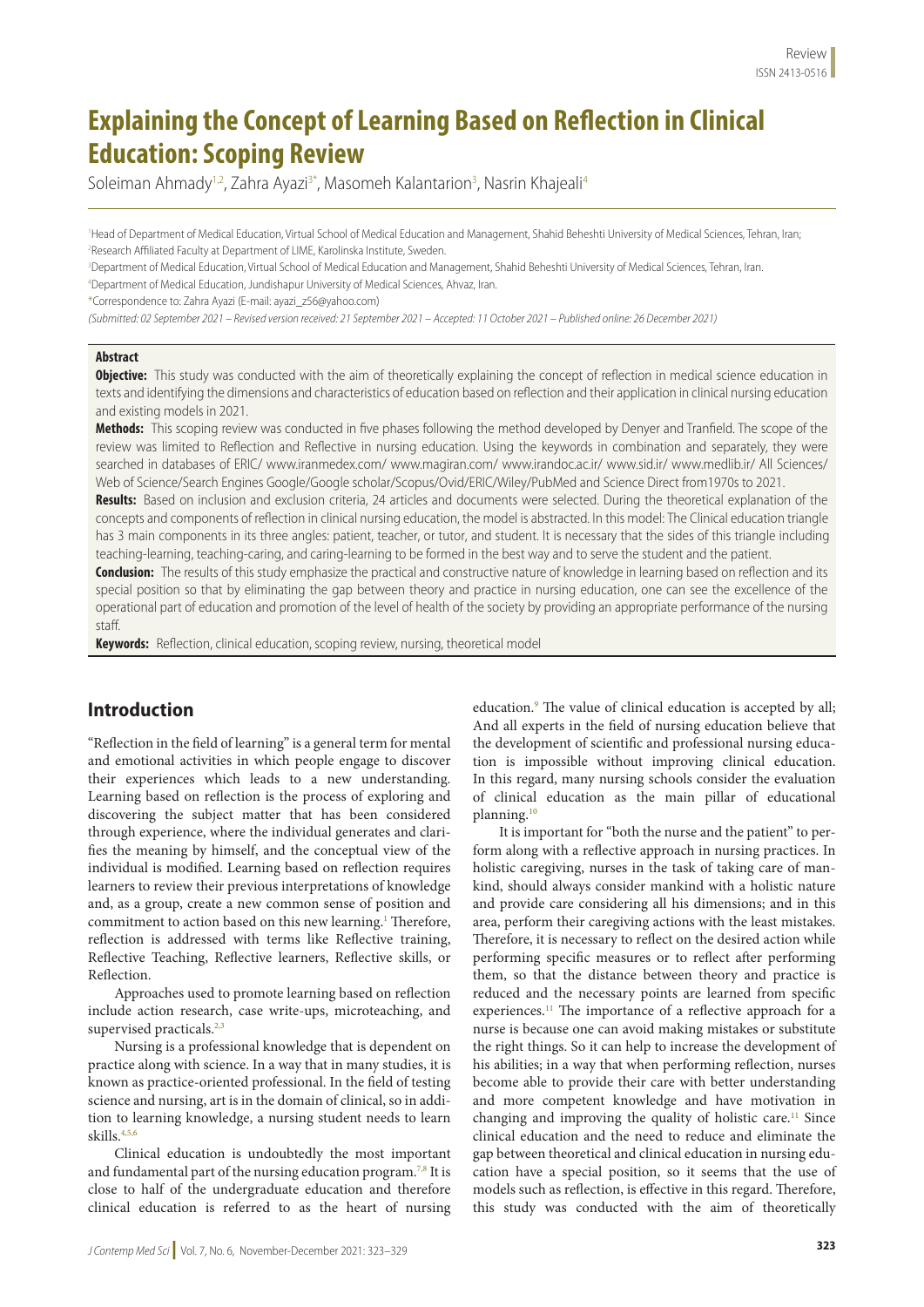Review

ISSN 2413-0516

# Explaining the Concept of Learning Based on Reflection in Clinical Education: Scoping Review

Soleiman Ahmady[1,2], Zahra Ayazi[3*], Masomeh Kalantarion[3], Nasrin Khajeali[4]

[1]Head of Department of Medical Education, Virtual School of Medical Education and Management, Shahid Beheshti University of Medical Sciences, Tehran, Iran;
[2]Research Affiliated Faculty at Department of LIME, Karolinska Institute, Sweden.
[3]Department of Medical Education, Virtual School of Medical Education and Management, Shahid Beheshti University of Medical Sciences, Tehran, Iran.
[4]Department of Medical Education, Jundishapur University of Medical Sciences, Ahvaz, Iran.
*Correspondence to: Zahra Ayazi (E-mail: ayazi_z56@yahoo.com)

*(Submitted: 02 September 2021 – Revised version received: 21 September 2021 – Accepted: 11 October 2021 – Published online: 26 December 2021)*

## Abstract

**Objective:** This study was conducted with the aim of theoretically explaining the concept of reflection in medical science education in texts and identifying the dimensions and characteristics of education based on reflection and their application in clinical nursing education and existing models in 2021.

**Methods:** This scoping review was conducted in five phases following the method developed by Denyer and Tranfield. The scope of the review was limited to Reflection and Reflective in nursing education. Using the keywords in combination and separately, they were searched in databases of ERIC/ www.iranmedex.com/ www.magiran.com/ www.irandoc.ac.ir/ www.sid.ir/ www.medlib.ir/ All Sciences/ Web of Science/Search Engines Google/Google scholar/Scopus/Ovid/ERIC/Wiley/PubMed and Science Direct from1970s to 2021.

**Results:** Based on inclusion and exclusion criteria, 24 articles and documents were selected. During the theoretical explanation of the concepts and components of reflection in clinical nursing education, the model is abstracted. In this model: The Clinical education triangle has 3 main components in its three angles: patient, teacher, or tutor, and student. It is necessary that the sides of this triangle including teaching-learning, teaching-caring, and caring-learning to be formed in the best way and to serve the student and the patient.

**Conclusion:** The results of this study emphasize the practical and constructive nature of knowledge in learning based on reflection and its special position so that by eliminating the gap between theory and practice in nursing education, one can see the excellence of the operational part of education and promotion of the level of health of the society by providing an appropriate performance of the nursing staff.

**Keywords:** Reflection, clinical education, scoping review, nursing, theoretical model

## Introduction

"Reflection in the field of learning" is a general term for mental and emotional activities in which people engage to discover their experiences which leads to a new understanding. Learning based on reflection is the process of exploring and discovering the subject matter that has been considered through experience, where the individual generates and clarifies the meaning by himself, and the conceptual view of the individual is modified. Learning based on reflection requires learners to review their previous interpretations of knowledge and, as a group, create a new common sense of position and commitment to action based on this new learning.[1] Therefore, reflection is addressed with terms like Reflective training, Reflective Teaching, Reflective learners, Reflective skills, or Reflection.

Approaches used to promote learning based on reflection include action research, case write-ups, microteaching, and supervised practicals.[2,3]

Nursing is a professional knowledge that is dependent on practice along with science. In a way that in many studies, it is known as practice-oriented professional. In the field of testing science and nursing, art is in the domain of clinical, so in addition to learning knowledge, a nursing student needs to learn skills.[4,5,6]

Clinical education is undoubtedly the most important and fundamental part of the nursing education program.[7,8] It is close to half of the undergraduate education and therefore clinical education is referred to as the heart of nursing education.[9] The value of clinical education is accepted by all; And all experts in the field of nursing education believe that the development of scientific and professional nursing education is impossible without improving clinical education. In this regard, many nursing schools consider the evaluation of clinical education as the main pillar of educational planning.[10]

It is important for "both the nurse and the patient" to perform along with a reflective approach in nursing practices. In holistic caregiving, nurses in the task of taking care of mankind, should always consider mankind with a holistic nature and provide care considering all his dimensions; and in this area, perform their caregiving actions with the least mistakes. Therefore, it is necessary to reflect on the desired action while performing specific measures or to reflect after performing them, so that the distance between theory and practice is reduced and the necessary points are learned from specific experiences.[11] The importance of a reflective approach for a nurse is because one can avoid making mistakes or substitute the right things. So it can help to increase the development of his abilities; in a way that when performing reflection, nurses become able to provide their care with better understanding and more competent knowledge and have motivation in changing and improving the quality of holistic care.[11] Since clinical education and the need to reduce and eliminate the gap between theoretical and clinical education in nursing education have a special position, so it seems that the use of models such as reflection, is effective in this regard. Therefore, this study was conducted with the aim of theoretically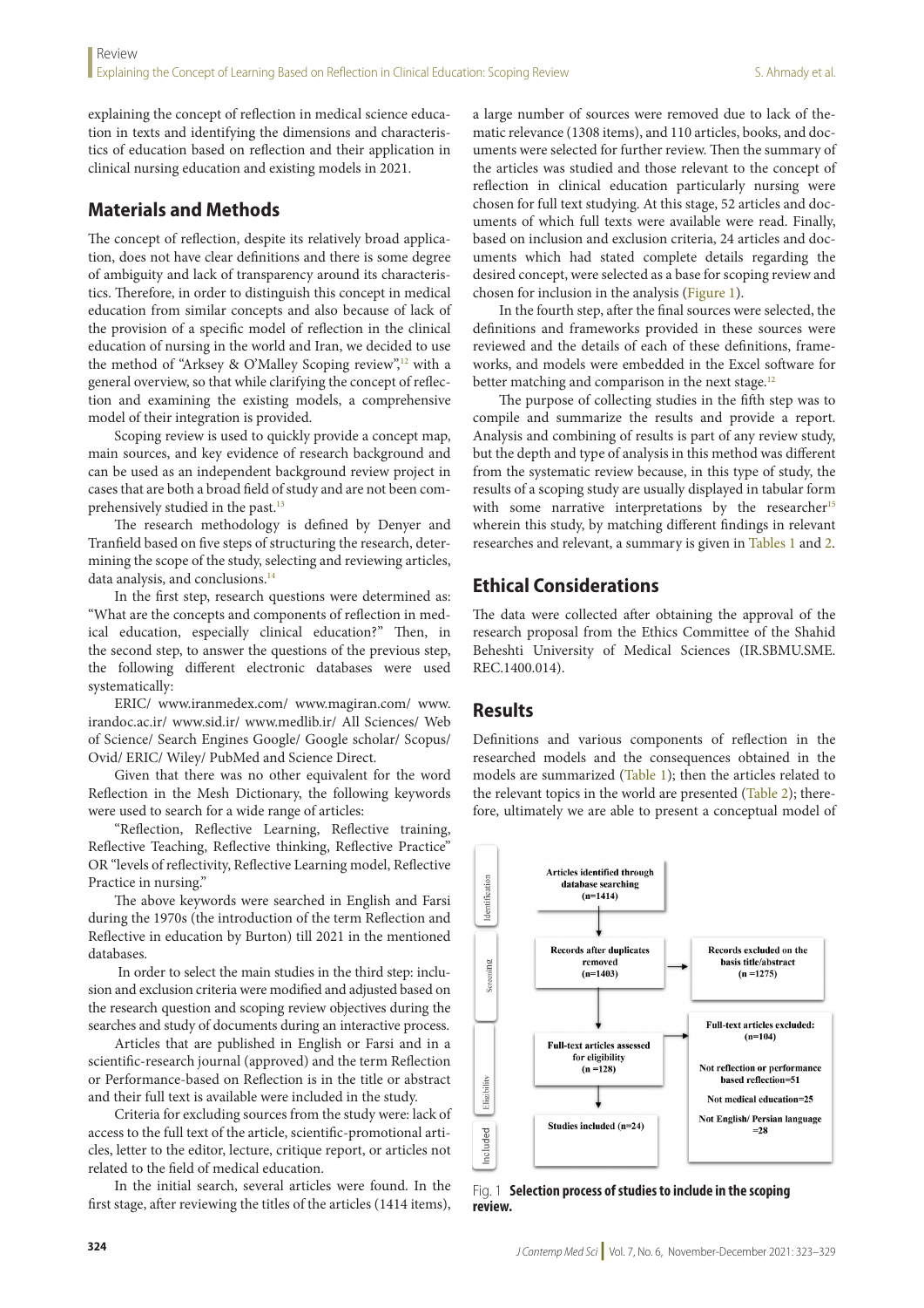explaining the concept of reflection in medical science education in texts and identifying the dimensions and characteristics of education based on reflection and their application in clinical nursing education and existing models in 2021.

## Materials and Methods

The concept of reflection, despite its relatively broad application, does not have clear definitions and there is some degree of ambiguity and lack of transparency around its characteristics. Therefore, in order to distinguish this concept in medical education from similar concepts and also because of lack of the provision of a specific model of reflection in the clinical education of nursing in the world and Iran, we decided to use the method of "Arksey & O'Malley Scoping review",[12] with a general overview, so that while clarifying the concept of reflection and examining the existing models, a comprehensive model of their integration is provided.

Scoping review is used to quickly provide a concept map, main sources, and key evidence of research background and can be used as an independent background review project in cases that are both a broad field of study and are not been comprehensively studied in the past.[13]

The research methodology is defined by Denyer and Tranfield based on five steps of structuring the research, determining the scope of the study, selecting and reviewing articles, data analysis, and conclusions.[14]

In the first step, research questions were determined as: "What are the concepts and components of reflection in medical education, especially clinical education?" Then, in the second step, to answer the questions of the previous step, the following different electronic databases were used systematically:

ERIC/ www.iranmedex.com/ www.magiran.com/ www.irandoc.ac.ir/ www.sid.ir/ www.medlib.ir/ All Sciences/ Web of Science/ Search Engines Google/ Google scholar/ Scopus/ Ovid/ ERIC/ Wiley/ PubMed and Science Direct.

Given that there was no other equivalent for the word Reflection in the Mesh Dictionary, the following keywords were used to search for a wide range of articles:

"Reflection, Reflective Learning, Reflective training, Reflective Teaching, Reflective thinking, Reflective Practice" OR "levels of reflectivity, Reflective Learning model, Reflective Practice in nursing."

The above keywords were searched in English and Farsi during the 1970s (the introduction of the term Reflection and Reflective in education by Burton) till 2021 in the mentioned databases.

In order to select the main studies in the third step: inclusion and exclusion criteria were modified and adjusted based on the research question and scoping review objectives during the searches and study of documents during an interactive process.

Articles that are published in English or Farsi and in a scientific-research journal (approved) and the term Reflection or Performance-based on Reflection is in the title or abstract and their full text is available were included in the study.

Criteria for excluding sources from the study were: lack of access to the full text of the article, scientific-promotional articles, letter to the editor, lecture, critique report, or articles not related to the field of medical education.

In the initial search, several articles were found. In the first stage, after reviewing the titles of the articles (1414 items), a large number of sources were removed due to lack of thematic relevance (1308 items), and 110 articles, books, and documents were selected for further review. Then the summary of the articles was studied and those relevant to the concept of reflection in clinical education particularly nursing were chosen for full text studying. At this stage, 52 articles and documents of which full texts were available were read. Finally, based on inclusion and exclusion criteria, 24 articles and documents which had stated complete details regarding the desired concept, were selected as a base for scoping review and chosen for inclusion in the analysis (Figure 1).

In the fourth step, after the final sources were selected, the definitions and frameworks provided in these sources were reviewed and the details of each of these definitions, frameworks, and models were embedded in the Excel software for better matching and comparison in the next stage.[12]

The purpose of collecting studies in the fifth step was to compile and summarize the results and provide a report. Analysis and combining of results is part of any review study, but the depth and type of analysis in this method was different from the systematic review because, in this type of study, the results of a scoping study are usually displayed in tabular form with some narrative interpretations by the researcher[15] wherein this study, by matching different findings in relevant researches and relevant, a summary is given in Tables 1 and 2.

## Ethical Considerations

The data were collected after obtaining the approval of the research proposal from the Ethics Committee of the Shahid Beheshti University of Medical Sciences (IR.SBMU.SME.REC.1400.014).

## Results

Definitions and various components of reflection in the researched models and the consequences obtained in the models are summarized (Table 1); then the articles related to the relevant topics in the world are presented (Table 2); therefore, ultimately we are able to present a conceptual model of

Identification: Articles identified through database searching (n=1414)

Screening: Records after duplicates removed (n=1403) → Records excluded on the basis title/abstract (n =1275)

Eligibility: Full-text articles assessed for eligibility (n =128) → Full-text articles excluded: (n=104); Not reflection or performance based reflection=51; Not medical education=25; Not English/ Persian language =28

Included: Studies included (n=24)

Fig. 1 **Selection process of studies to include in the scoping review.**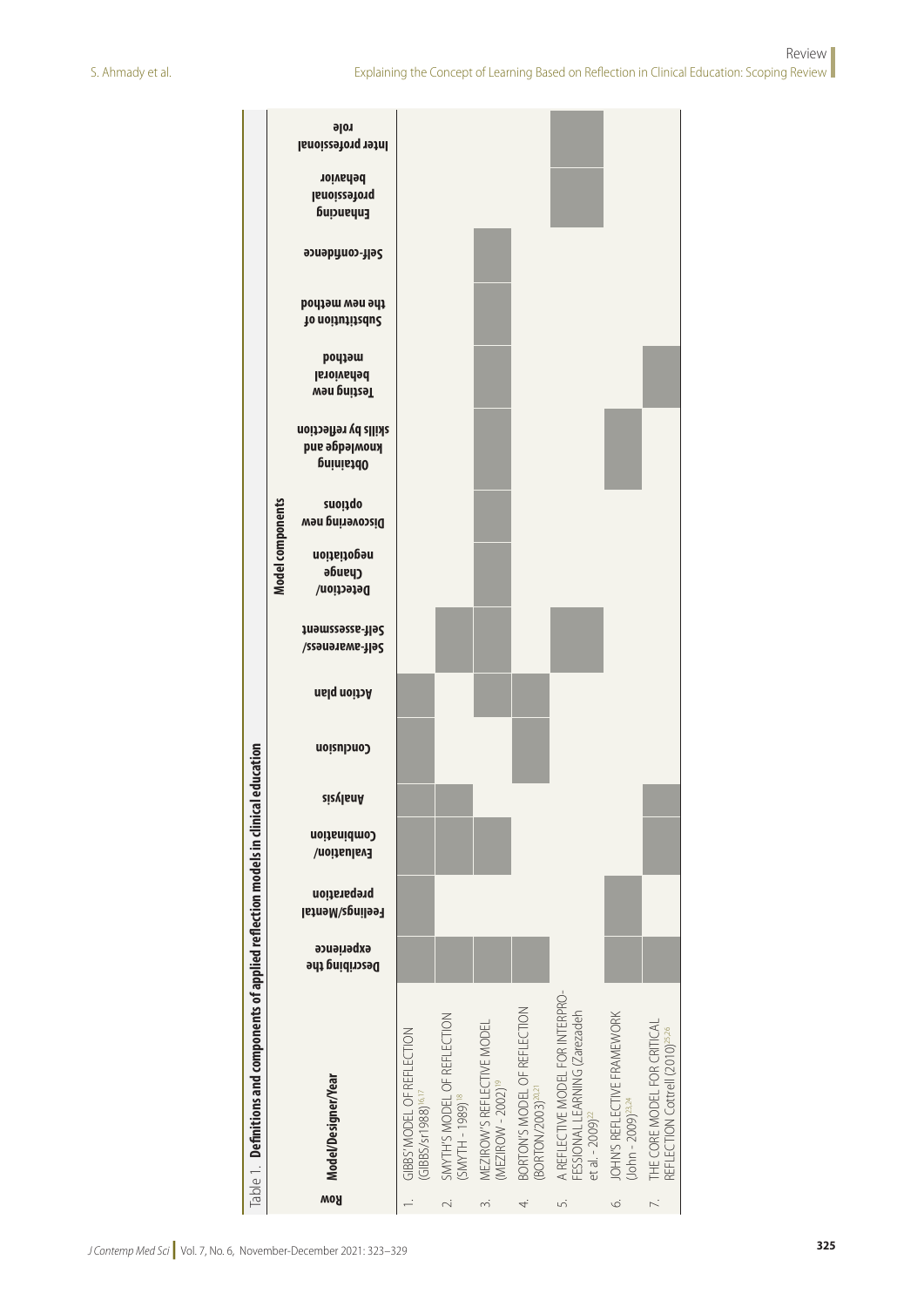Table 1. **Definitions and components of applied reflection models in clinical education**

| Row | Model/Designer/Year | Model components | | | | | | | | | | | | | | |
|---|---|---|---|---|---|---|---|---|---|---|---|---|---|---|---|---|
| | | Describing the experience | Feelings/Mental preparation | Evaluation/Combination | Analysis | Conclusion | Action plan | Self-awareness/Self-assessment | Detection/Change negotiation | Discovering new options | Obtaining knowledge and skills by reflection | Testing new behavioral method | Substitution of the new method | Self-confidence | Enhancing professional behavior | Inter professional role |
| 1. | GIBBS' MODEL OF REFLECTION (GIBBS/sr1988)[16,17] | ■ | ■ | ■ | ■ | ■ | ■ | | | | | | | | | |
| 2. | SMYTH'S MODEL OF REFLECTION (SMYTH - 1989)[18] | ■ | | ■ | ■ | | | ■ | | | | | | | | |
| 3. | MEZIROW'S REFLECTIVE MODEL (MEZIROW - 2002)[19] | ■ | | ■ | | | ■ | ■ | ■ | ■ | ■ | ■ | ■ | ■ | | |
| 4. | BORTON'S MODEL OF REFLECTION (BORTON/2003)[20,21] | ■ | | | | ■ | ■ | | | | | | | | | |
| 5. | A REFLECTIVE MODEL FOR INTERPROFESSIONAL LEARNING (Zarezadeh et al. - 2009)[22] | | | | | | | ■ | | | | | | | ■ | ■ |
| 6. | JOHN'S REFLECTIVE FRAMEWORK (John - 2009)[23,24] | ■ | ■ | | | | | | | | ■ | | | | | |
| 7. | THE CORE MODEL FOR CRITICAL REFLECTION Cottrell (2010)[25,26] | ■ | | ■ | ■ | | | | | | | ■ | | | | |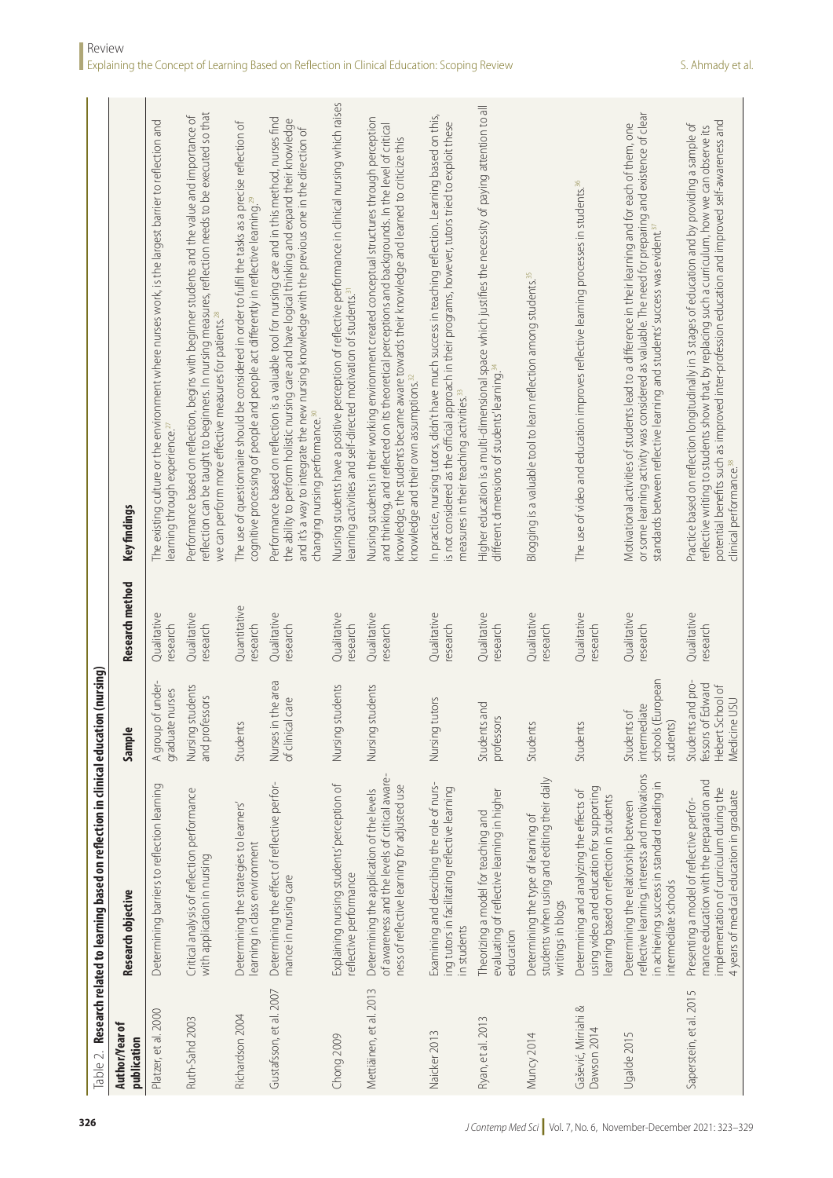Table 2. **Research related to learning based on reflection in clinical education (nursing)**

| Author/Year of publication | Research objective | Sample | Research method | Key findings |
|---|---|---|---|---|
| Platzer, et al. 2000 | Determining barriers to reflection learning | A group of undergraduate nurses | Qualitative research | The existing culture or the environment where nurses work, is the largest barrier to reflection and learning through experience.[27] |
| Ruth-Sahd 2003 | Critical analysis of reflection performance with application in nursing | Nursing students and professors | Qualitative research | Performance based on reflection, begins with beginner students and the value and importance of reflection can be taught to beginners. In nursing measures, reflection needs to be executed so that we can perform more effective measures for patients.[28] |
| Richardson 2004 | Determining the strategies to learners' learning in class environment | Students | Quantitative research | The use of questionnaire should be considered in order to fulfil the tasks as a precise reflection of cognitive processing of people and people act differently in reflective learning.[29] |
| Gustafsson, et al. 2007 | Determining the effect of reflective performance in nursing care | Nurses in the area of clinical care | Qualitative research | Performance based on reflection is a valuable tool for nursing care and in this method, nurses find the ability to perform holistic nursing care and have logical thinking and expand their knowledge and it's a way to integrate the new nursing knowledge with the previous one in the direction of changing nursing performance.[30] |
| Chong 2009 | Explaining nursing students' perception of reflective performance | Nursing students | Qualitative research | Nursing students have a positive perception of reflective performance in clinical nursing which raises learning activities and self-directed motivation of students.[31] |
| Mettiäinen, et al. 2013 | Determining the application of the levels of awareness and the levels of critical awareness of reflective learning for adjusted use | Nursing students | Qualitative research | Nursing students in their working environment created conceptual structures through perception and thinking, and reflected on its theoretical perceptions and backgrounds. In the level of critical knowledge, the students became aware towards their knowledge and learned to criticize this knowledge and their own assumptions.[32] |
| Naicker 2013 | Examining and describing the role of nursing tutors in facilitating reflective learning in students | Nursing tutors | Qualitative research | In practice, nursing tutors, didn't have much success in teaching reflection. Learning based on this, is not considered as the official approach in their programs, however, tutors tried to exploit these measures in their teaching activities.[33] |
| Ryan, et al. 2013 | Theorizing a model for teaching and evaluating of reflective learning in higher education | Students and professors | Qualitative research | Higher education is a multi-dimensional space which justifies the necessity of paying attention to all different dimensions of students' learning.[34] |
| Muncy 2014 | Determining the type of learning of students when using and editing their daily writings in blogs | Students | Qualitative research | Blogging is a valuable tool to learn reflection among students.[35] |
| Gašević, Mirriahi & Dawson 2014 | Determining and analyzing the effects of using video and education for supporting learning based on reflection in students | Students | Qualitative research | The use of video and education improves reflective learning processes in students.[36] |
| Ugalde 2015 | Determining the relationship between reflective learning, interests and motivations in achieving success in standard reading in intermediate schools | Students of intermediate schools (European students) | Qualitative research | Motivational activities of students lead to a difference in their learning and for each of them, one or some learning activity was considered as valuable. The need for preparing and existence of clear standards between reflective learning and students' success was evident.[37] |
| Saperstein, et al. 2015 | Presenting a model of reflective performance education with the preparation and implementation of curriculum during the 4 years of medical education in graduate | Students and professors of Edward Hebert School of Medicine USU | Qualitative research | Practice based on reflection longitudinally in 3 stages of education and by providing a sample of reflective writing to students show that, by replacing such a curriculum, how we can observe its potential benefits such as improved inter-profession education and improved self-awareness and clinical performance.[38] |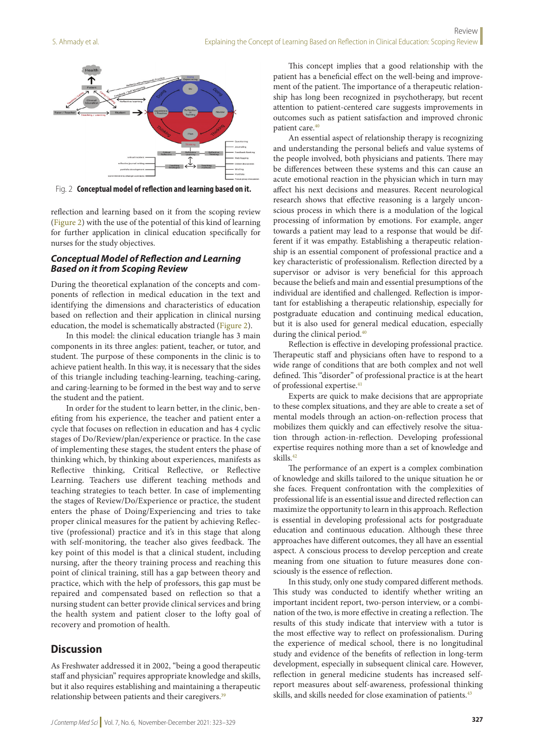Fig. 2 **Conceptual model of reflection and learning based on it.**

reflection and learning based on it from the scoping review (Figure 2) with the use of the potential of this kind of learning for further application in clinical education specifically for nurses for the study objectives.

### *Conceptual Model of Reflection and Learning Based on it from Scoping Review*

During the theoretical explanation of the concepts and components of reflection in medical education in the text and identifying the dimensions and characteristics of education based on reflection and their application in clinical nursing education, the model is schematically abstracted (Figure 2).

In this model: the clinical education triangle has 3 main components in its three angles: patient, teacher, or tutor, and student. The purpose of these components in the clinic is to achieve patient health. In this way, it is necessary that the sides of this triangle including teaching-learning, teaching-caring, and caring-learning to be formed in the best way and to serve the student and the patient.

In order for the student to learn better, in the clinic, benefiting from his experience, the teacher and patient enter a cycle that focuses on reflection in education and has 4 cyclic stages of Do/Review/plan/experience or practice. In the case of implementing these stages, the student enters the phase of thinking which, by thinking about experiences, manifests as Reflective thinking, Critical Reflective, or Reflective Learning. Teachers use different teaching methods and teaching strategies to teach better. In case of implementing the stages of Review/Do/Experience or practice, the student enters the phase of Doing/Experiencing and tries to take proper clinical measures for the patient by achieving Reflective (professional) practice and it's in this stage that along with self-monitoring, the teacher also gives feedback. The key point of this model is that a clinical student, including nursing, after the theory training process and reaching this point of clinical training, still has a gap between theory and practice, which with the help of professors, this gap must be repaired and compensated based on reflection so that a nursing student can better provide clinical services and bring the health system and patient closer to the lofty goal of recovery and promotion of health.

## Discussion

As Freshwater addressed it in 2002, "being a good therapeutic staff and physician" requires appropriate knowledge and skills, but it also requires establishing and maintaining a therapeutic relationship between patients and their caregivers.[39]

This concept implies that a good relationship with the patient has a beneficial effect on the well-being and improvement of the patient. The importance of a therapeutic relationship has long been recognized in psychotherapy, but recent attention to patient-centered care suggests improvements in outcomes such as patient satisfaction and improved chronic patient care.[40]

An essential aspect of relationship therapy is recognizing and understanding the personal beliefs and value systems of the people involved, both physicians and patients. There may be differences between these systems and this can cause an acute emotional reaction in the physician which in turn may affect his next decisions and measures. Recent neurological research shows that effective reasoning is a largely unconscious process in which there is a modulation of the logical processing of information by emotions. For example, anger towards a patient may lead to a response that would be different if it was empathy. Establishing a therapeutic relationship is an essential component of professional practice and a key characteristic of professionalism. Reflection directed by a supervisor or advisor is very beneficial for this approach because the beliefs and main and essential presumptions of the individual are identified and challenged. Reflection is important for establishing a therapeutic relationship, especially for postgraduate education and continuing medical education, but it is also used for general medical education, especially during the clinical period.[40]

Reflection is effective in developing professional practice. Therapeutic staff and physicians often have to respond to a wide range of conditions that are both complex and not well defined. This "disorder" of professional practice is at the heart of professional expertise.[41]

Experts are quick to make decisions that are appropriate to these complex situations, and they are able to create a set of mental models through an action-on-reflection process that mobilizes them quickly and can effectively resolve the situation through action-in-reflection. Developing professional expertise requires nothing more than a set of knowledge and skills.[42]

The performance of an expert is a complex combination of knowledge and skills tailored to the unique situation he or she faces. Frequent confrontation with the complexities of professional life is an essential issue and directed reflection can maximize the opportunity to learn in this approach. Reflection is essential in developing professional acts for postgraduate education and continuous education. Although these three approaches have different outcomes, they all have an essential aspect. A conscious process to develop perception and create meaning from one situation to future measures done consciously is the essence of reflection.

In this study, only one study compared different methods. This study was conducted to identify whether writing an important incident report, two-person interview, or a combination of the two, is more effective in creating a reflection. The results of this study indicate that interview with a tutor is the most effective way to reflect on professionalism. During the experience of medical school, there is no longitudinal study and evidence of the benefits of reflection in long-term development, especially in subsequent clinical care. However, reflection in general medicine students has increased self-report measures about self-awareness, professional thinking skills, and skills needed for close examination of patients.[43]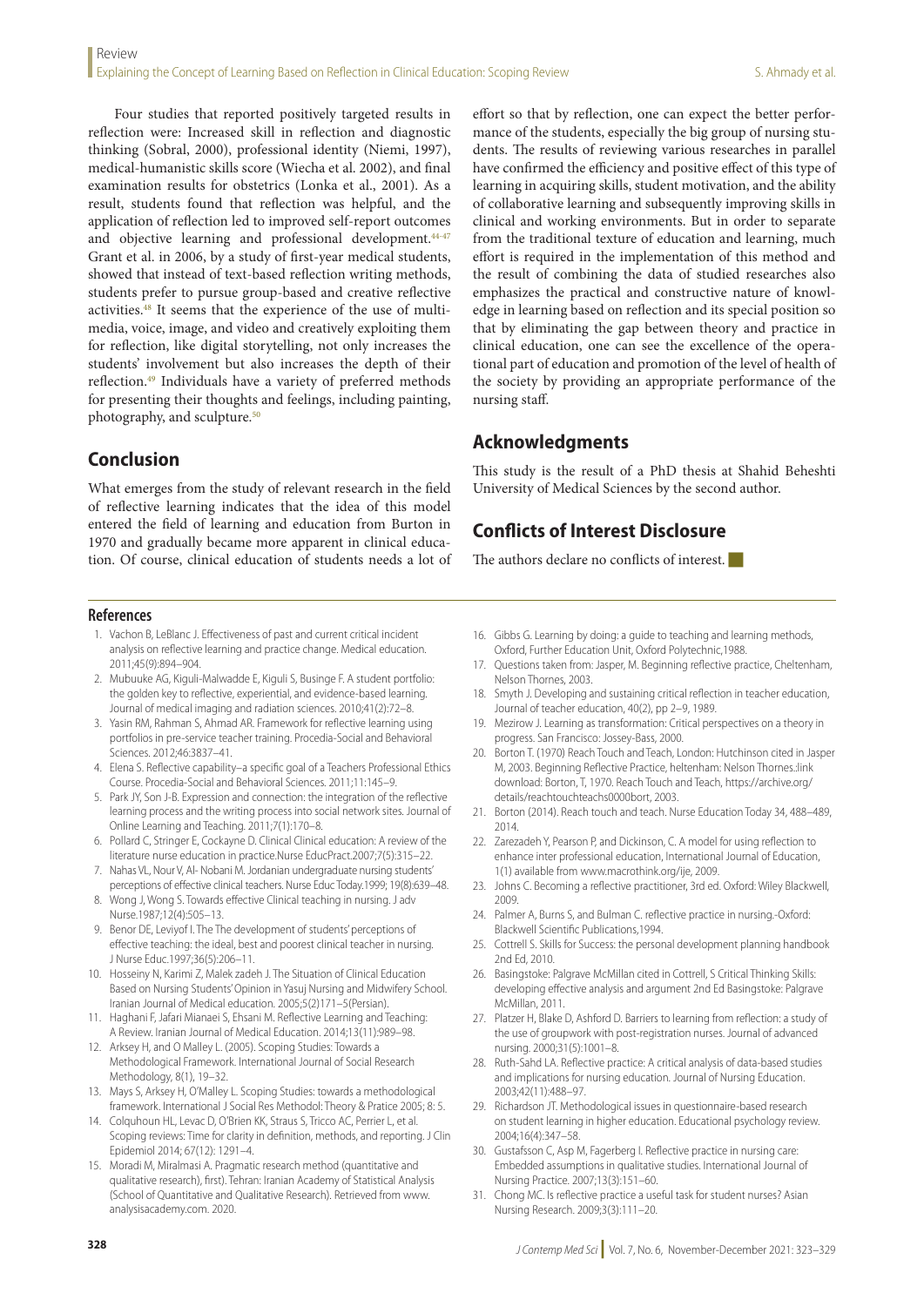Four studies that reported positively targeted results in reflection were: Increased skill in reflection and diagnostic thinking (Sobral, 2000), professional identity (Niemi, 1997), medical-humanistic skills score (Wiecha et al. 2002), and final examination results for obstetrics (Lonka et al., 2001). As a result, students found that reflection was helpful, and the application of reflection led to improved self-report outcomes and objective learning and professional development.[44-47] Grant et al. in 2006, by a study of first-year medical students, showed that instead of text-based reflection writing methods, students prefer to pursue group-based and creative reflective activities.[48] It seems that the experience of the use of multimedia, voice, image, and video and creatively exploiting them for reflection, like digital storytelling, not only increases the students' involvement but also increases the depth of their reflection.[49] Individuals have a variety of preferred methods for presenting their thoughts and feelings, including painting, photography, and sculpture.[50]

## Conclusion

What emerges from the study of relevant research in the field of reflective learning indicates that the idea of this model entered the field of learning and education from Burton in 1970 and gradually became more apparent in clinical education. Of course, clinical education of students needs a lot of effort so that by reflection, one can expect the better performance of the students, especially the big group of nursing students. The results of reviewing various researches in parallel have confirmed the efficiency and positive effect of this type of learning in acquiring skills, student motivation, and the ability of collaborative learning and subsequently improving skills in clinical and working environments. But in order to separate from the traditional texture of education and learning, much effort is required in the implementation of this method and the result of combining the data of studied researches also emphasizes the practical and constructive nature of knowledge in learning based on reflection and its special position so that by eliminating the gap between theory and practice in clinical education, one can see the excellence of the operational part of education and promotion of the level of health of the society by providing an appropriate performance of the nursing staff.

## Acknowledgments

This study is the result of a PhD thesis at Shahid Beheshti University of Medical Sciences by the second author.

## Conflicts of Interest Disclosure

The authors declare no conflicts of interest.

## References

1. Vachon B, LeBlanc J. Effectiveness of past and current critical incident analysis on reflective learning and practice change. Medical education. 2011;45(9):894–904.
2. Mubuuke AG, Kiguli-Malwadde E, Kiguli S, Businge F. A student portfolio: the golden key to reflective, experiential, and evidence-based learning. Journal of medical imaging and radiation sciences. 2010;41(2):72–8.
3. Yasin RM, Rahman S, Ahmad AR. Framework for reflective learning using portfolios in pre-service teacher training. Procedia-Social and Behavioral Sciences. 2012;46:3837–41.
4. Elena S. Reflective capability–a specific goal of a Teachers Professional Ethics Course. Procedia-Social and Behavioral Sciences. 2011;11:145–9.
5. Park JY, Son J-B. Expression and connection: the integration of the reflective learning process and the writing process into social network sites. Journal of Online Learning and Teaching. 2011;7(1):170–8.
6. Pollard C, Stringer E, Cockayne D. Clinical Clinical education: A review of the literature nurse education in practice.Nurse EducPract.2007;7(5):315–22.
7. Nahas VL, Nour V, Al- Nobani M. Jordanian undergraduate nursing students' perceptions of effective clinical teachers. Nurse Educ Today.1999; 19(8):639–48.
8. Wong J, Wong S. Towards effective Clinical teaching in nursing. J adv Nurse.1987;12(4):505–13.
9. Benor DE, Leviyof I. The The development of students' perceptions of effective teaching: the ideal, best and poorest clinical teacher in nursing. J Nurse Educ.1997;36(5):206–11.
10. Hosseiny N, Karimi Z, Malek zadeh J. The Situation of Clinical Education Based on Nursing Students' Opinion in Yasuj Nursing and Midwifery School. Iranian Journal of Medical education. 2005;5(2)171–5(Persian).
11. Haghani F, Jafari Mianaei S, Ehsani M. Reflective Learning and Teaching: A Review. Iranian Journal of Medical Education. 2014;13(11):989–98.
12. Arksey H, and O Malley L. (2005). Scoping Studies: Towards a Methodological Framework. International Journal of Social Research Methodology, 8(1), 19–32.
13. Mays S, Arksey H, O'Malley L. Scoping Studies: towards a methodological framework. International J Social Res Methodol: Theory & Pratice 2005; 8: 5.
14. Colquhoun HL, Levac D, O'Brien KK, Straus S, Tricco AC, Perrier L, et al. Scoping reviews: Time for clarity in definition, methods, and reporting. J Clin Epidemiol 2014; 67(12): 1291–4.
15. Moradi M, Miralmasi A. Pragmatic research method (quantitative and qualitative research), first). Tehran: Iranian Academy of Statistical Analysis (School of Quantitative and Qualitative Research). Retrieved from www.analysisacademy.com. 2020.
16. Gibbs G. Learning by doing: a guide to teaching and learning methods, Oxford, Further Education Unit, Oxford Polytechnic,1988.
17. Questions taken from: Jasper, M. Beginning reflective practice, Cheltenham, Nelson Thornes, 2003.
18. Smyth J. Developing and sustaining critical reflection in teacher education, Journal of teacher education, 40(2), pp 2–9, 1989.
19. Mezirow J. Learning as transformation: Critical perspectives on a theory in progress. San Francisco: Jossey-Bass, 2000.
20. Borton T. (1970) Reach Touch and Teach, London: Hutchinson cited in Jasper M, 2003. Beginning Reflective Practice, heltenham: Nelson Thornes.:link download: Borton, T, 1970. Reach Touch and Teach, https://archive.org/details/reachtouchteachs0000bort, 2003.
21. Borton (2014). Reach touch and teach. Nurse Education Today 34, 488–489, 2014.
22. Zarezadeh Y, Pearson P, and Dickinson, C. A model for using reflection to enhance inter professional education, International Journal of Education, 1(1) available from www.macrothink.org/ije, 2009.
23. Johns C. Becoming a reflective practitioner, 3rd ed. Oxford: Wiley Blackwell, 2009.
24. Palmer A, Burns S, and Bulman C. reflective practice in nursing.-Oxford: Blackwell Scientific Publications,1994.
25. Cottrell S. Skills for Success: the personal development planning handbook 2nd Ed, 2010.
26. Basingstoke: Palgrave McMillan cited in Cottrell, S Critical Thinking Skills: developing effective analysis and argument 2nd Ed Basingstoke: Palgrave McMillan, 2011.
27. Platzer H, Blake D, Ashford D. Barriers to learning from reflection: a study of the use of groupwork with post-registration nurses. Journal of advanced nursing. 2000;31(5):1001–8.
28. Ruth-Sahd LA. Reflective practice: A critical analysis of data-based studies and implications for nursing education. Journal of Nursing Education. 2003;42(11):488–97.
29. Richardson JT. Methodological issues in questionnaire-based research on student learning in higher education. Educational psychology review. 2004;16(4):347–58.
30. Gustafsson C, Asp M, Fagerberg I. Reflective practice in nursing care: Embedded assumptions in qualitative studies. International Journal of Nursing Practice. 2007;13(3):151–60.
31. Chong MC. Is reflective practice a useful task for student nurses? Asian Nursing Research. 2009;3(3):111–20.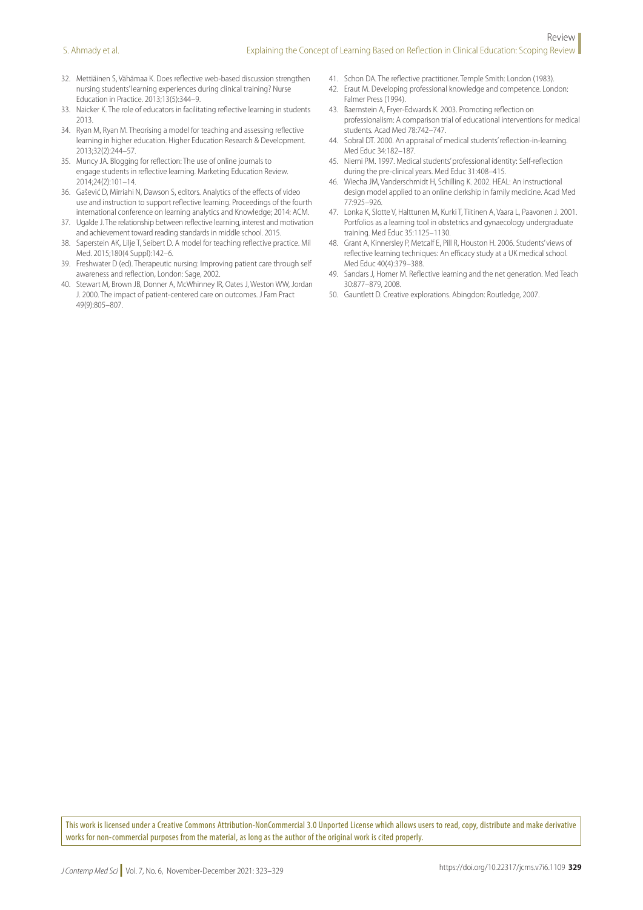32. Mettiäinen S, Vähämaa K. Does reflective web-based discussion strengthen nursing students' learning experiences during clinical training? Nurse Education in Practice. 2013;13(5):344–9.
33. Naicker K. The role of educators in facilitating reflective learning in students 2013.
34. Ryan M, Ryan M. Theorising a model for teaching and assessing reflective learning in higher education. Higher Education Research & Development. 2013;32(2):244–57.
35. Muncy JA. Blogging for reflection: The use of online journals to engage students in reflective learning. Marketing Education Review. 2014;24(2):101–14.
36. Gašević D, Mirriahi N, Dawson S, editors. Analytics of the effects of video use and instruction to support reflective learning. Proceedings of the fourth international conference on learning analytics and Knowledge; 2014: ACM.
37. Ugalde J. The relationship between reflective learning, interest and motivation and achievement toward reading standards in middle school. 2015.
38. Saperstein AK, Lilje T, Seibert D. A model for teaching reflective practice. Mil Med. 2015;180(4 Suppl):142–6.
39. Freshwater D (ed). Therapeutic nursing: Improving patient care through self awareness and reflection, London: Sage, 2002.
40. Stewart M, Brown JB, Donner A, McWhinney IR, Oates J, Weston WW, Jordan J. 2000. The impact of patient-centered care on outcomes. J Fam Pract 49(9):805–807.
41. Schon DA. The reflective practitioner. Temple Smith: London (1983).
42. Eraut M. Developing professional knowledge and competence. London: Falmer Press (1994).
43. Baernstein A, Fryer-Edwards K. 2003. Promoting reflection on professionalism: A comparison trial of educational interventions for medical students. Acad Med 78:742–747.
44. Sobral DT. 2000. An appraisal of medical students' reflection-in-learning. Med Educ 34:182–187.
45. Niemi PM. 1997. Medical students' professional identity: Self-reflection during the pre-clinical years. Med Educ 31:408–415.
46. Wiecha JM, Vanderschmidt H, Schilling K. 2002. HEAL: An instructional design model applied to an online clerkship in family medicine. Acad Med 77:925–926.
47. Lonka K, Slotte V, Halttunen M, Kurki T, Tiitinen A, Vaara L, Paavonen J. 2001. Portfolios as a learning tool in obstetrics and gynaecology undergraduate training. Med Educ 35:1125–1130.
48. Grant A, Kinnersley P, Metcalf E, Pill R, Houston H. 2006. Students' views of reflective learning techniques: An efficacy study at a UK medical school. Med Educ 40(4):379–388.
49. Sandars J, Homer M. Reflective learning and the net generation. Med Teach 30:877–879, 2008.
50. Gauntlett D. Creative explorations. Abingdon: Routledge, 2007.

This work is licensed under a Creative Commons Attribution-NonCommercial 3.0 Unported License which allows users to read, copy, distribute and make derivative works for non-commercial purposes from the material, as long as the author of the original work is cited properly.